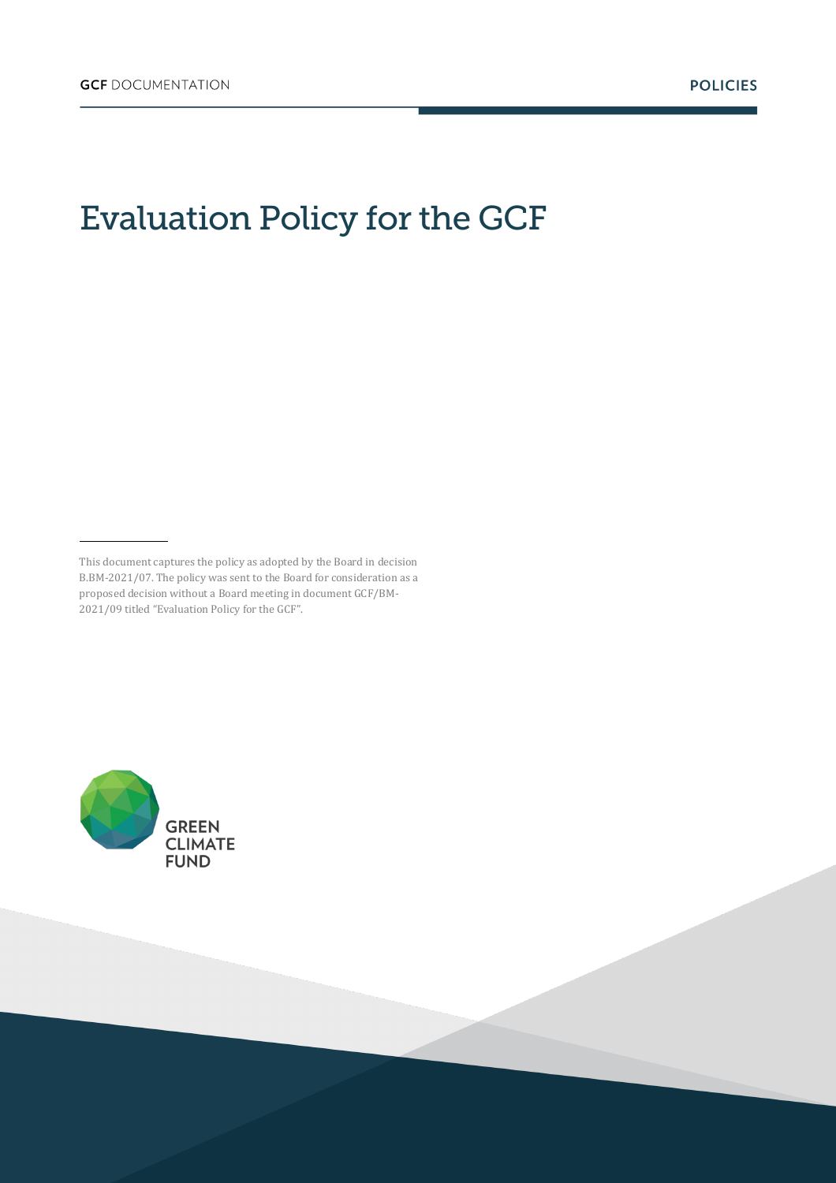GCF DOCUMENTATION

POLICIES

# Evaluation Policy for the GCF

This document captures the policy as adopted by the Board in decision B.BM-2021/07. The policy was sent to the Board for consideration as a proposed decision without a Board meeting in document GCF/BM-2021/09 titled "Evaluation Policy for the GCF".

GREEN CLIMATE FUND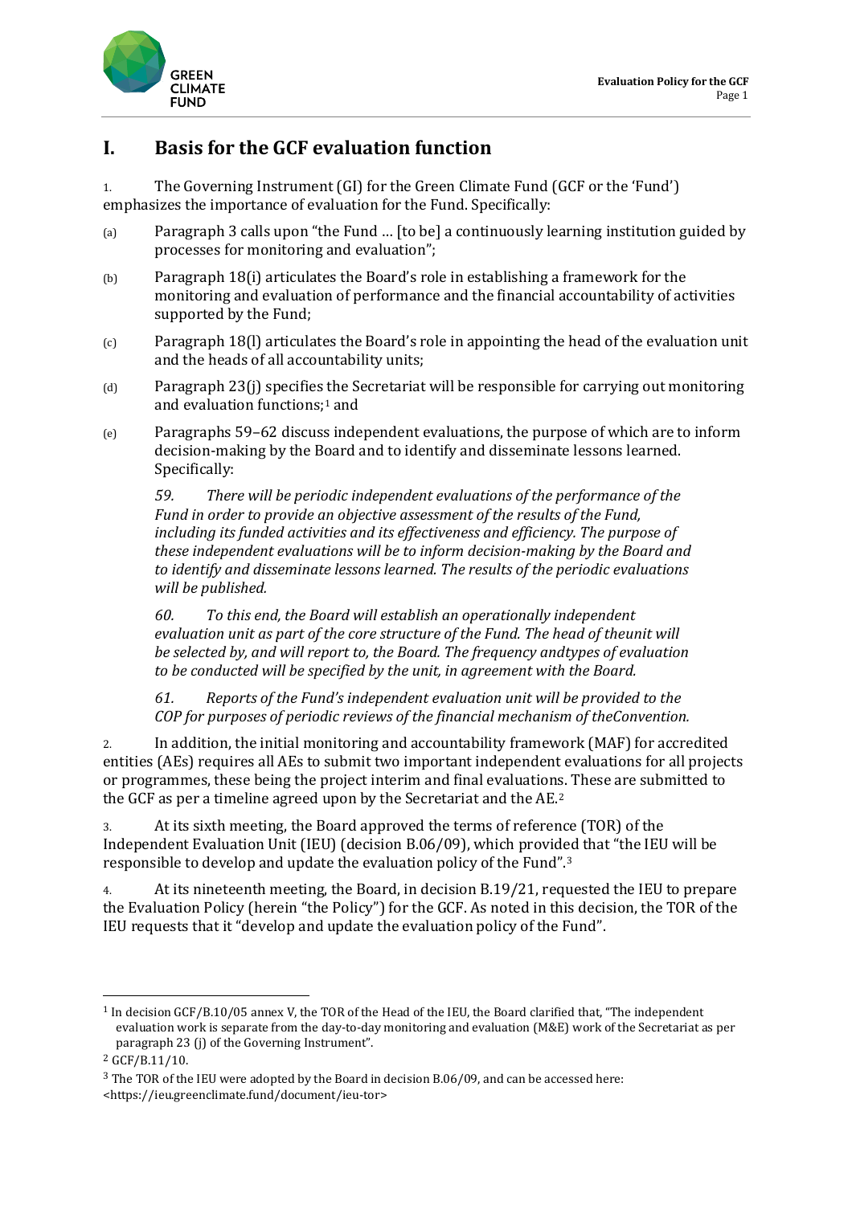# I. Basis for the GCF evaluation function

1. The Governing Instrument (GI) for the Green Climate Fund (GCF or the 'Fund') emphasizes the importance of evaluation for the Fund. Specifically:

(a) Paragraph 3 calls upon "the Fund … [to be] a continuously learning institution guided by processes for monitoring and evaluation";

(b) Paragraph 18(i) articulates the Board's role in establishing a framework for the monitoring and evaluation of performance and the financial accountability of activities supported by the Fund;

(c) Paragraph 18(l) articulates the Board's role in appointing the head of the evaluation unit and the heads of all accountability units;

(d) Paragraph 23(j) specifies the Secretariat will be responsible for carrying out monitoring and evaluation functions;[1] and

(e) Paragraphs 59–62 discuss independent evaluations, the purpose of which are to inform decision-making by the Board and to identify and disseminate lessons learned. Specifically:

> *59. There will be periodic independent evaluations of the performance of the Fund in order to provide an objective assessment of the results of the Fund, including its funded activities and its effectiveness and efficiency. The purpose of these independent evaluations will be to inform decision-making by the Board and to identify and disseminate lessons learned. The results of the periodic evaluations will be published.*
>
> *60. To this end, the Board will establish an operationally independent evaluation unit as part of the core structure of the Fund. The head of theunit will be selected by, and will report to, the Board. The frequency andtypes of evaluation to be conducted will be specified by the unit, in agreement with the Board.*
>
> *61. Reports of the Fund's independent evaluation unit will be provided to the COP for purposes of periodic reviews of the financial mechanism of theConvention.*

2. In addition, the initial monitoring and accountability framework (MAF) for accredited entities (AEs) requires all AEs to submit two important independent evaluations for all projects or programmes, these being the project interim and final evaluations. These are submitted to the GCF as per a timeline agreed upon by the Secretariat and the AE.[2]

3. At its sixth meeting, the Board approved the terms of reference (TOR) of the Independent Evaluation Unit (IEU) (decision B.06/09), which provided that "the IEU will be responsible to develop and update the evaluation policy of the Fund".[3]

4. At its nineteenth meeting, the Board, in decision B.19/21, requested the IEU to prepare the Evaluation Policy (herein "the Policy") for the GCF. As noted in this decision, the TOR of the IEU requests that it "develop and update the evaluation policy of the Fund".

---

[1] In decision GCF/B.10/05 annex V, the TOR of the Head of the IEU, the Board clarified that, "The independent evaluation work is separate from the day-to-day monitoring and evaluation (M&E) work of the Secretariat as per paragraph 23 (j) of the Governing Instrument".

[2] GCF/B.11/10.

[3] The TOR of the IEU were adopted by the Board in decision B.06/09, and can be accessed here: <https://ieu.greenclimate.fund/document/ieu-tor>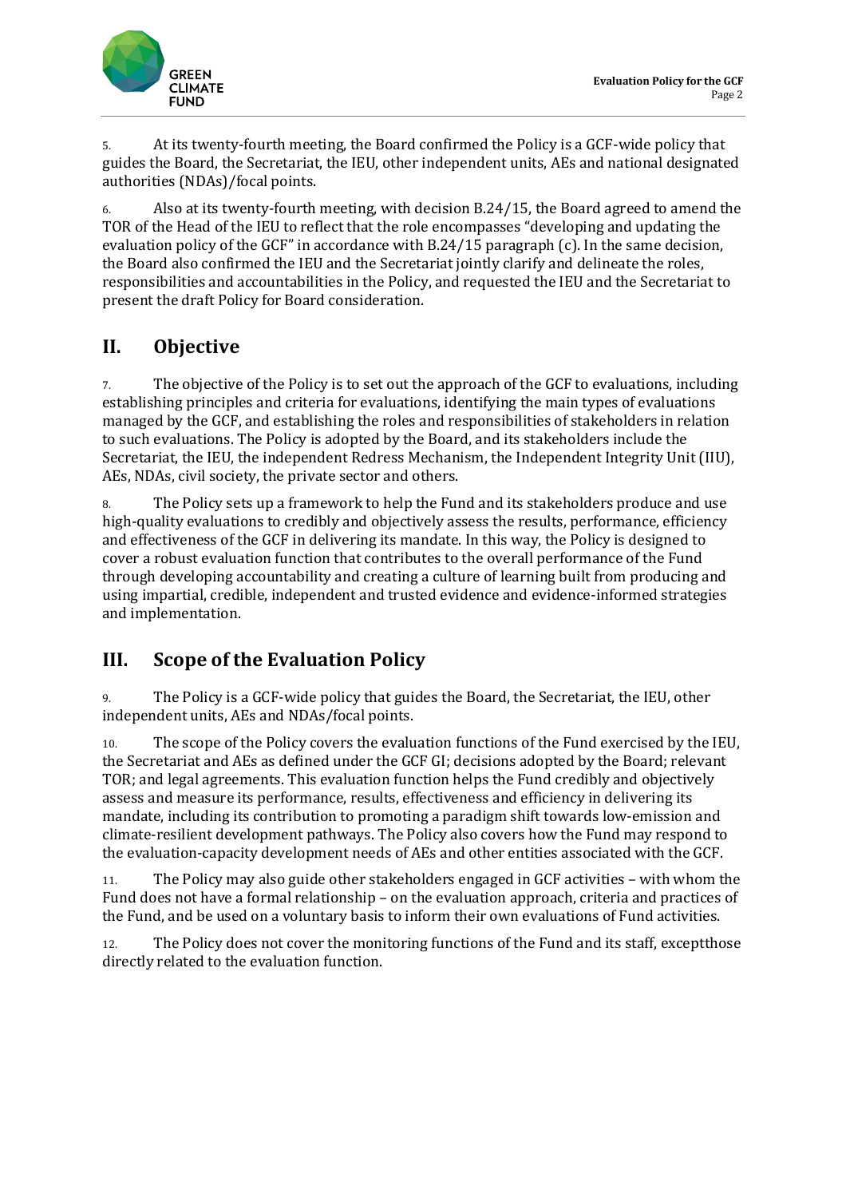5. At its twenty-fourth meeting, the Board confirmed the Policy is a GCF-wide policy that guides the Board, the Secretariat, the IEU, other independent units, AEs and national designated authorities (NDAs)/focal points.

6. Also at its twenty-fourth meeting, with decision B.24/15, the Board agreed to amend the TOR of the Head of the IEU to reflect that the role encompasses "developing and updating the evaluation policy of the GCF" in accordance with B.24/15 paragraph (c). In the same decision, the Board also confirmed the IEU and the Secretariat jointly clarify and delineate the roles, responsibilities and accountabilities in the Policy, and requested the IEU and the Secretariat to present the draft Policy for Board consideration.

## II. Objective

7. The objective of the Policy is to set out the approach of the GCF to evaluations, including establishing principles and criteria for evaluations, identifying the main types of evaluations managed by the GCF, and establishing the roles and responsibilities of stakeholders in relation to such evaluations. The Policy is adopted by the Board, and its stakeholders include the Secretariat, the IEU, the independent Redress Mechanism, the Independent Integrity Unit (IIU), AEs, NDAs, civil society, the private sector and others.

8. The Policy sets up a framework to help the Fund and its stakeholders produce and use high-quality evaluations to credibly and objectively assess the results, performance, efficiency and effectiveness of the GCF in delivering its mandate. In this way, the Policy is designed to cover a robust evaluation function that contributes to the overall performance of the Fund through developing accountability and creating a culture of learning built from producing and using impartial, credible, independent and trusted evidence and evidence-informed strategies and implementation.

## III. Scope of the Evaluation Policy

9. The Policy is a GCF-wide policy that guides the Board, the Secretariat, the IEU, other independent units, AEs and NDAs/focal points.

10. The scope of the Policy covers the evaluation functions of the Fund exercised by the IEU, the Secretariat and AEs as defined under the GCF GI; decisions adopted by the Board; relevant TOR; and legal agreements. This evaluation function helps the Fund credibly and objectively assess and measure its performance, results, effectiveness and efficiency in delivering its mandate, including its contribution to promoting a paradigm shift towards low-emission and climate-resilient development pathways. The Policy also covers how the Fund may respond to the evaluation-capacity development needs of AEs and other entities associated with the GCF.

11. The Policy may also guide other stakeholders engaged in GCF activities – with whom the Fund does not have a formal relationship – on the evaluation approach, criteria and practices of the Fund, and be used on a voluntary basis to inform their own evaluations of Fund activities.

12. The Policy does not cover the monitoring functions of the Fund and its staff, exceptthose directly related to the evaluation function.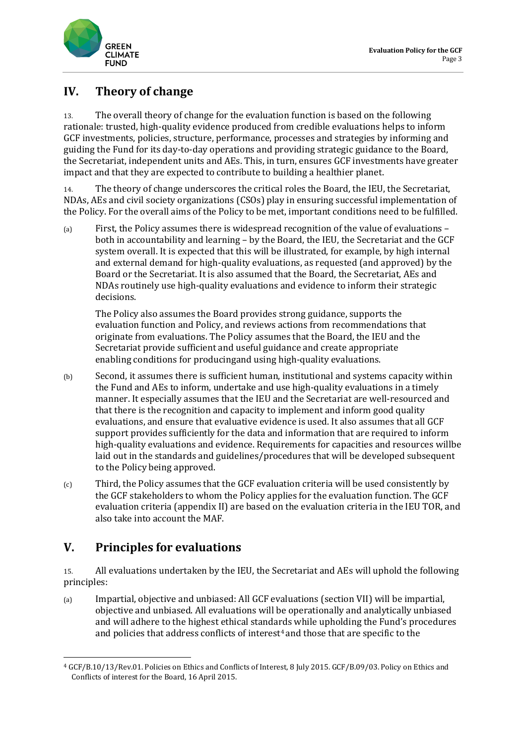## IV. Theory of change

13. The overall theory of change for the evaluation function is based on the following rationale: trusted, high-quality evidence produced from credible evaluations helps to inform GCF investments, policies, structure, performance, processes and strategies by informing and guiding the Fund for its day-to-day operations and providing strategic guidance to the Board, the Secretariat, independent units and AEs. This, in turn, ensures GCF investments have greater impact and that they are expected to contribute to building a healthier planet.

14. The theory of change underscores the critical roles the Board, the IEU, the Secretariat, NDAs, AEs and civil society organizations (CSOs) play in ensuring successful implementation of the Policy. For the overall aims of the Policy to be met, important conditions need to be fulfilled.

(a) First, the Policy assumes there is widespread recognition of the value of evaluations – both in accountability and learning – by the Board, the IEU, the Secretariat and the GCF system overall. It is expected that this will be illustrated, for example, by high internal and external demand for high-quality evaluations, as requested (and approved) by the Board or the Secretariat. It is also assumed that the Board, the Secretariat, AEs and NDAs routinely use high-quality evaluations and evidence to inform their strategic decisions.

The Policy also assumes the Board provides strong guidance, supports the evaluation function and Policy, and reviews actions from recommendations that originate from evaluations. The Policy assumes that the Board, the IEU and the Secretariat provide sufficient and useful guidance and create appropriate enabling conditions for producingand using high-quality evaluations.

(b) Second, it assumes there is sufficient human, institutional and systems capacity within the Fund and AEs to inform, undertake and use high-quality evaluations in a timely manner. It especially assumes that the IEU and the Secretariat are well-resourced and that there is the recognition and capacity to implement and inform good quality evaluations, and ensure that evaluative evidence is used. It also assumes that all GCF support provides sufficiently for the data and information that are required to inform high-quality evaluations and evidence. Requirements for capacities and resources willbe laid out in the standards and guidelines/procedures that will be developed subsequent to the Policy being approved.

(c) Third, the Policy assumes that the GCF evaluation criteria will be used consistently by the GCF stakeholders to whom the Policy applies for the evaluation function. The GCF evaluation criteria (appendix II) are based on the evaluation criteria in the IEU TOR, and also take into account the MAF.

## V. Principles for evaluations

15. All evaluations undertaken by the IEU, the Secretariat and AEs will uphold the following principles:

(a) Impartial, objective and unbiased: All GCF evaluations (section VII) will be impartial, objective and unbiased. All evaluations will be operationally and analytically unbiased and will adhere to the highest ethical standards while upholding the Fund's procedures and policies that address conflicts of interest[4] and those that are specific to the

[4] GCF/B.10/13/Rev.01. Policies on Ethics and Conflicts of Interest, 8 July 2015. GCF/B.09/03. Policy on Ethics and Conflicts of interest for the Board, 16 April 2015.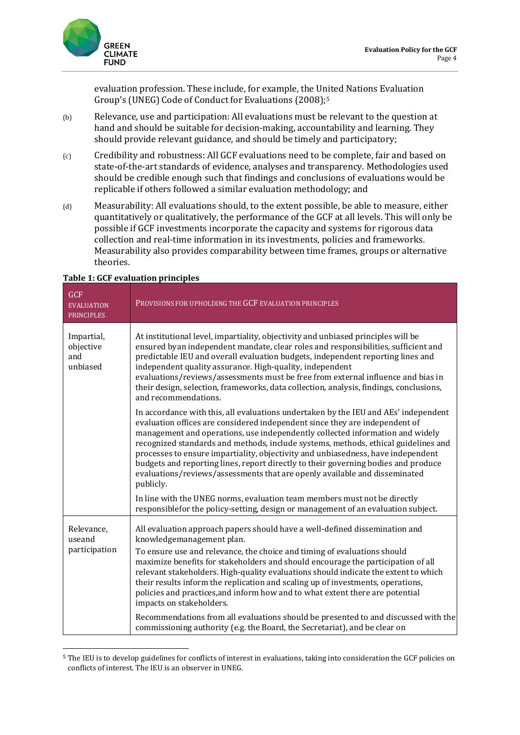evaluation profession. These include, for example, the United Nations Evaluation Group's (UNEG) Code of Conduct for Evaluations (2008);[5]

(b) Relevance, use and participation: All evaluations must be relevant to the question at hand and should be suitable for decision-making, accountability and learning. They should provide relevant guidance, and should be timely and participatory;

(c) Credibility and robustness: All GCF evaluations need to be complete, fair and based on state-of-the-art standards of evidence, analyses and transparency. Methodologies used should be credible enough such that findings and conclusions of evaluations would be replicable if others followed a similar evaluation methodology; and

(d) Measurability: All evaluations should, to the extent possible, be able to measure, either quantitatively or qualitatively, the performance of the GCF at all levels. This will only be possible if GCF investments incorporate the capacity and systems for rigorous data collection and real-time information in its investments, policies and frameworks. Measurability also provides comparability between time frames, groups or alternative theories.

**Table 1: GCF evaluation principles**

| GCF EVALUATION PRINCIPLES | PROVISIONS FOR UPHOLDING THE GCF EVALUATION PRINCIPLES |
|---|---|
| Impartial, objective and unbiased | At institutional level, impartiality, objectivity and unbiased principles will be ensured byan independent mandate, clear roles and responsibilities, sufficient and predictable IEU and overall evaluation budgets, independent reporting lines and independent quality assurance. High-quality, independent evaluations/reviews/assessments must be free from external influence and bias in their design, selection, frameworks, data collection, analysis, findings, conclusions, and recommendations.<br><br>In accordance with this, all evaluations undertaken by the IEU and AEs' independent evaluation offices are considered independent since they are independent of management and operations, use independently collected information and widely recognized standards and methods, include systems, methods, ethical guidelines and processes to ensure impartiality, objectivity and unbiasedness, have independent budgets and reporting lines, report directly to their governing bodies and produce evaluations/reviews/assessments that are openly available and disseminated publicly.<br><br>In line with the UNEG norms, evaluation team members must not be directly responsiblefor the policy-setting, design or management of an evaluation subject. |
| Relevance, useand participation | All evaluation approach papers should have a well-defined dissemination and knowledgemanagement plan.<br>To ensure use and relevance, the choice and timing of evaluations should maximize benefits for stakeholders and should encourage the participation of all relevant stakeholders. High-quality evaluations should indicate the extent to which their results inform the replication and scaling up of investments, operations, policies and practices,and inform how and to what extent there are potential impacts on stakeholders.<br><br>Recommendations from all evaluations should be presented to and discussed with the commissioning authority (e.g. the Board, the Secretariat), and be clear on |

[5] The IEU is to develop guidelines for conflicts of interest in evaluations, taking into consideration the GCF policies on conflicts of interest. The IEU is an observer in UNEG.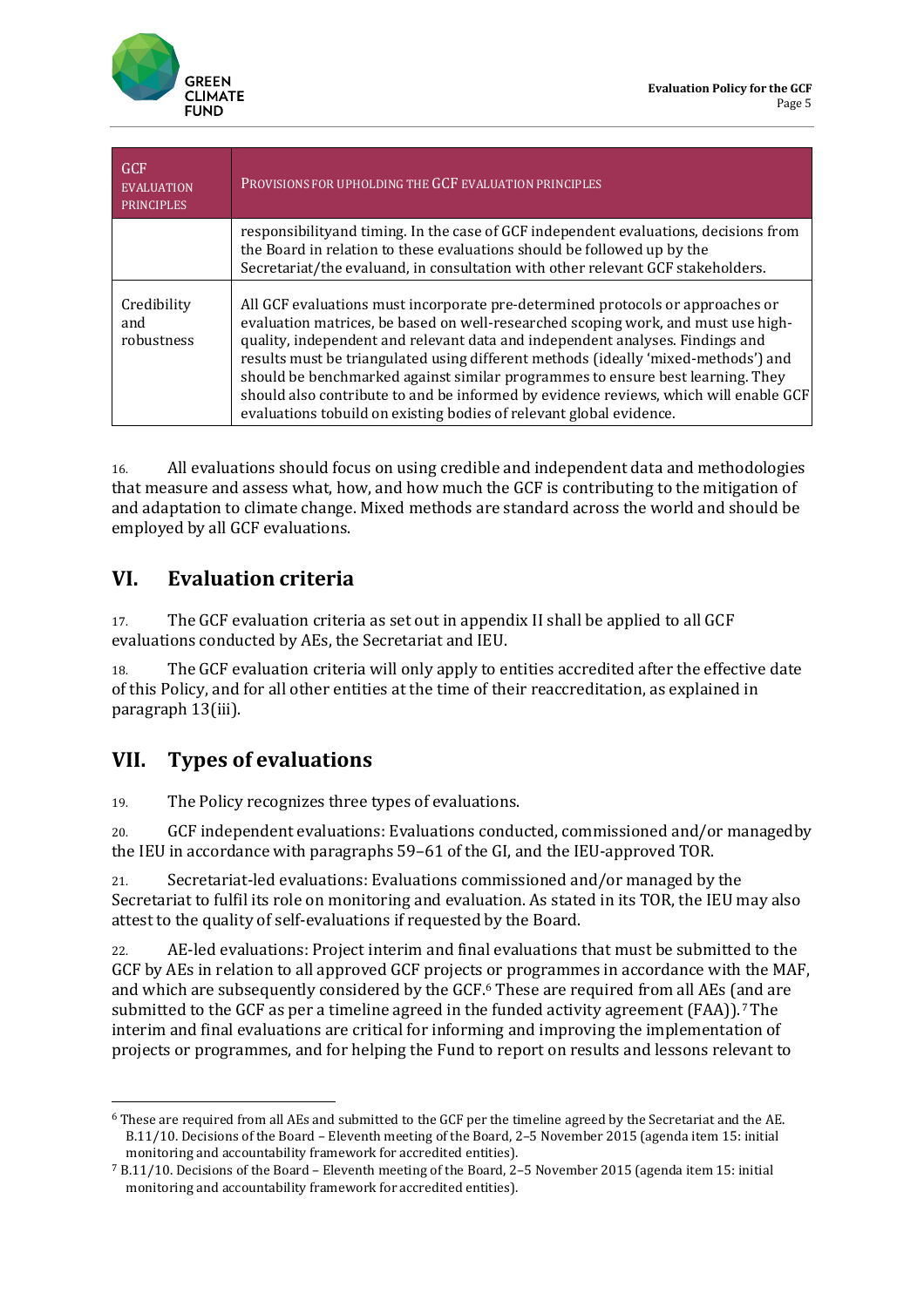| GCF EVALUATION PRINCIPLES | PROVISIONS FOR UPHOLDING THE GCF EVALUATION PRINCIPLES |
|---|---|
| | responsibilityand timing. In the case of GCF independent evaluations, decisions from the Board in relation to these evaluations should be followed up by the Secretariat/the evaluand, in consultation with other relevant GCF stakeholders. |
| Credibility and robustness | All GCF evaluations must incorporate pre-determined protocols or approaches or evaluation matrices, be based on well-researched scoping work, and must use high-quality, independent and relevant data and independent analyses. Findings and results must be triangulated using different methods (ideally 'mixed-methods') and should be benchmarked against similar programmes to ensure best learning. They should also contribute to and be informed by evidence reviews, which will enable GCF evaluations tobuild on existing bodies of relevant global evidence. |

16. All evaluations should focus on using credible and independent data and methodologies that measure and assess what, how, and how much the GCF is contributing to the mitigation of and adaptation to climate change. Mixed methods are standard across the world and should be employed by all GCF evaluations.

## VI. Evaluation criteria

17. The GCF evaluation criteria as set out in appendix II shall be applied to all GCF evaluations conducted by AEs, the Secretariat and IEU.

18. The GCF evaluation criteria will only apply to entities accredited after the effective date of this Policy, and for all other entities at the time of their reaccreditation, as explained in paragraph 13(iii).

## VII. Types of evaluations

19. The Policy recognizes three types of evaluations.

20. GCF independent evaluations: Evaluations conducted, commissioned and/or managedby the IEU in accordance with paragraphs 59–61 of the GI, and the IEU-approved TOR.

21. Secretariat-led evaluations: Evaluations commissioned and/or managed by the Secretariat to fulfil its role on monitoring and evaluation. As stated in its TOR, the IEU may also attest to the quality of self-evaluations if requested by the Board.

22. AE-led evaluations: Project interim and final evaluations that must be submitted to the GCF by AEs in relation to all approved GCF projects or programmes in accordance with the MAF, and which are subsequently considered by the GCF.[6] These are required from all AEs (and are submitted to the GCF as per a timeline agreed in the funded activity agreement (FAA)).[7] The interim and final evaluations are critical for informing and improving the implementation of projects or programmes, and for helping the Fund to report on results and lessons relevant to

[6] These are required from all AEs and submitted to the GCF per the timeline agreed by the Secretariat and the AE. B.11/10. Decisions of the Board – Eleventh meeting of the Board, 2–5 November 2015 (agenda item 15: initial monitoring and accountability framework for accredited entities).

[7] B.11/10. Decisions of the Board – Eleventh meeting of the Board, 2–5 November 2015 (agenda item 15: initial monitoring and accountability framework for accredited entities).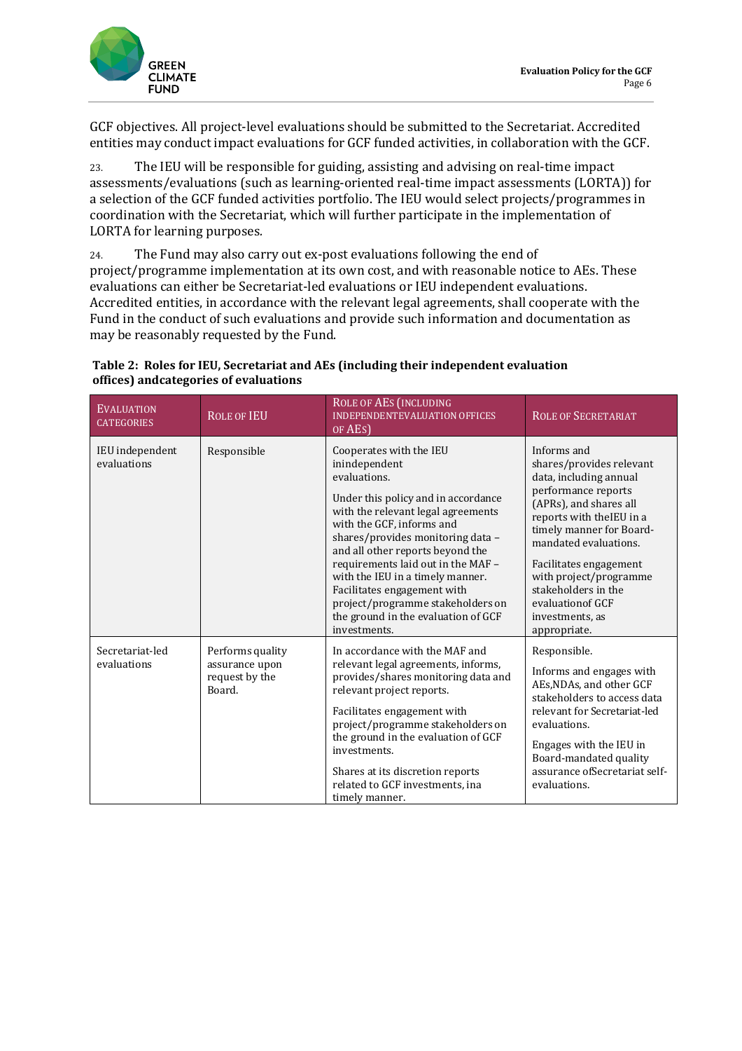GCF objectives. All project-level evaluations should be submitted to the Secretariat. Accredited entities may conduct impact evaluations for GCF funded activities, in collaboration with the GCF.

23. The IEU will be responsible for guiding, assisting and advising on real-time impact assessments/evaluations (such as learning-oriented real-time impact assessments (LORTA)) for a selection of the GCF funded activities portfolio. The IEU would select projects/programmes in coordination with the Secretariat, which will further participate in the implementation of LORTA for learning purposes.

24. The Fund may also carry out ex-post evaluations following the end of project/programme implementation at its own cost, and with reasonable notice to AEs. These evaluations can either be Secretariat-led evaluations or IEU independent evaluations. Accredited entities, in accordance with the relevant legal agreements, shall cooperate with the Fund in the conduct of such evaluations and provide such information and documentation as may be reasonably requested by the Fund.

**Table 2: Roles for IEU, Secretariat and AEs (including their independent evaluation offices) andcategories of evaluations**

| Evaluation categories | Role of IEU | Role of AEs (including independentevaluation offices of AEs) | Role of Secretariat |
|---|---|---|---|
| IEU independent evaluations | Responsible | Cooperates with the IEU inindependent evaluations.<br><br>Under this policy and in accordance with the relevant legal agreements with the GCF, informs and shares/provides monitoring data – and all other reports beyond the requirements laid out in the MAF – with the IEU in a timely manner. Facilitates engagement with project/programme stakeholders on the ground in the evaluation of GCF investments. | Informs and shares/provides relevant data, including annual performance reports (APRs), and shares all reports with theIEU in a timely manner for Board-mandated evaluations.<br><br>Facilitates engagement with project/programme stakeholders in the evaluationof GCF investments, as appropriate. |
| Secretariat-led evaluations | Performs quality assurance upon request by the Board. | In accordance with the MAF and relevant legal agreements, informs, provides/shares monitoring data and relevant project reports.<br><br>Facilitates engagement with project/programme stakeholders on the ground in the evaluation of GCF investments.<br><br>Shares at its discretion reports related to GCF investments, ina timely manner. | Responsible.<br><br>Informs and engages with AEs,NDAs, and other GCF stakeholders to access data relevant for Secretariat-led evaluations.<br><br>Engages with the IEU in Board-mandated quality assurance ofSecretariat self-evaluations. |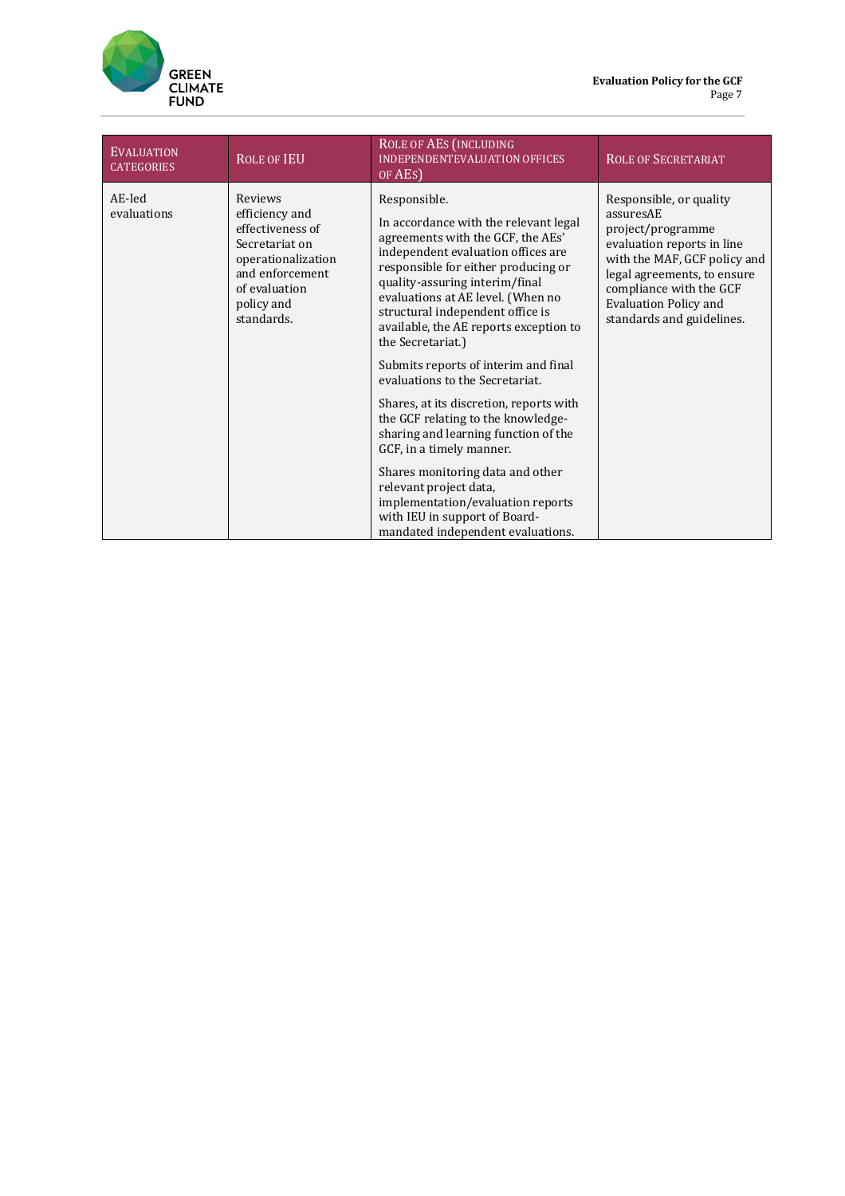| Evaluation categories | Role of IEU | Role of AEs (including independentevaluation offices of AEs) | Role of Secretariat |
|---|---|---|---|
| AE-led evaluations | Reviews efficiency and effectiveness of Secretariat on operationalization and enforcement of evaluation policy and standards. | Responsible.<br><br>In accordance with the relevant legal agreements with the GCF, the AEs' independent evaluation offices are responsible for either producing or quality-assuring interim/final evaluations at AE level. (When no structural independent office is available, the AE reports exception to the Secretariat.)<br><br>Submits reports of interim and final evaluations to the Secretariat.<br><br>Shares, at its discretion, reports with the GCF relating to the knowledge-sharing and learning function of the GCF, in a timely manner.<br><br>Shares monitoring data and other relevant project data, implementation/evaluation reports with IEU in support of Board-mandated independent evaluations. | Responsible, or quality assuresAE project/programme evaluation reports in line with the MAF, GCF policy and legal agreements, to ensure compliance with the GCF Evaluation Policy and standards and guidelines. |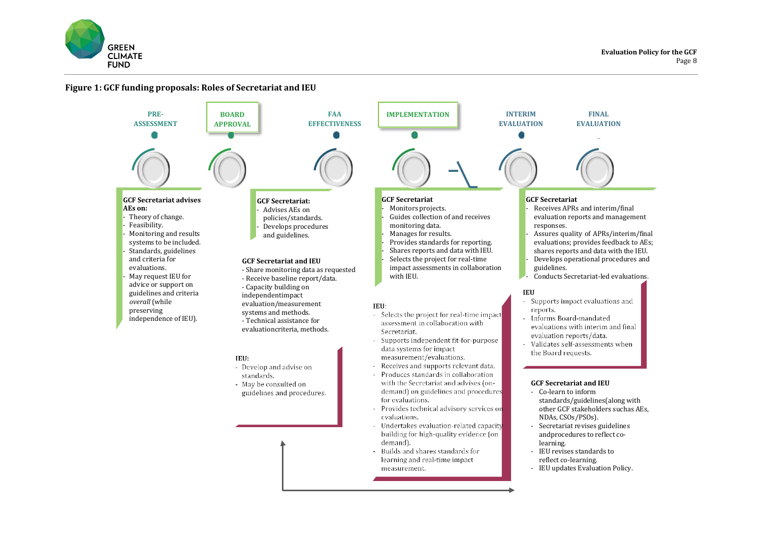**Figure 1: GCF funding proposals: Roles of Secretariat and IEU**

PRE-ASSESSMENT | BOARD APPROVAL | FAA EFFECTIVENESS | IMPLEMENTATION | INTERIM EVALUATION | FINAL EVALUATION

**GCF Secretariat advises AEs on:**

- Theory of change.
- Feasibility.
- Monitoring and results systems to be included.
- Standards, guidelines and criteria for evaluations.
- May request IEU for advice or support on guidelines and criteria *overall* (while preserving independence of IEU).

**GCF Secretariat:**

- Advises AEs on policies/standards.
- Develops procedures and guidelines.

**GCF Secretariat and IEU**

- Share monitoring data as requested
- Receive baseline report/data.
- Capacity building on independentimpact evaluation/measurement systems and methods.
- Technical assistance for evaluationcriteria, methods.

**IEU:**

- Develop and advise on standards.
- May be consulted on guidelines and procedures.

**GCF Secretariat**

- Monitors projects.
- Guides collection of and receives monitoring data.
- Manages for results.
- Provides standards for reporting.
- Shares reports and data with IEU.
- Selects the project for real-time impact assessments in collaboration with IEU.

**IEU:**

- Selects the project for real-time impact assessment in collaboration with Secretariat.
- Supports independent fit-for-purpose data systems for impact measurement/evaluations.
- Receives and supports relevant data.
- Produces standards in collaboration with the Secretariat and advises (on-demand) on guidelines and procedures for evaluations.
- Provides technical advisory services on evaluations.
- Undertakes evaluation-related capacity building for high-quality evidence (on demand).
- Builds and shares standards for learning and real-time impact measurement.

**GCF Secretariat**

- Receives APRs and interim/final evaluation reports and management responses.
- Assures quality of APRs/interim/final evaluations; provides feedback to AEs; shares reports and data with the IEU.
- Develops operational procedures and guidelines.
- Conducts Secretariat-led evaluations.

**IEU**

- Supports impact evaluations and reports.
- Informs Board-mandated evaluations with interim and final evaluation reports/data.
- Validates self-assessments when the Board requests.

**GCF Secretariat and IEU**

- Co-learn to inform standards/guidelines(along with other GCF stakeholders suchas AEs, NDAs, CSOs/PSOs).
- Secretariat revises guidelines andprocedures to reflect co-learning.
- IEU revises standards to reflect co-learning.
- IEU updates Evaluation Policy.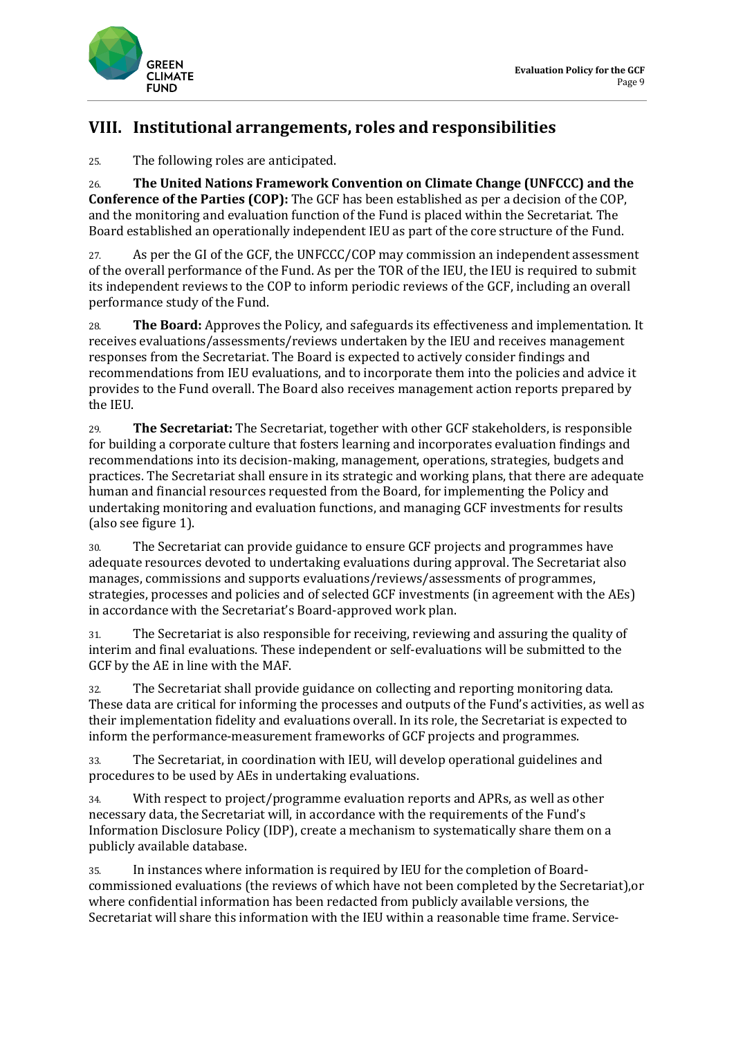## VIII. Institutional arrangements, roles and responsibilities

25. The following roles are anticipated.

26. **The United Nations Framework Convention on Climate Change (UNFCCC) and the Conference of the Parties (COP):** The GCF has been established as per a decision of the COP, and the monitoring and evaluation function of the Fund is placed within the Secretariat. The Board established an operationally independent IEU as part of the core structure of the Fund.

27. As per the GI of the GCF, the UNFCCC/COP may commission an independent assessment of the overall performance of the Fund. As per the TOR of the IEU, the IEU is required to submit its independent reviews to the COP to inform periodic reviews of the GCF, including an overall performance study of the Fund.

28. **The Board:** Approves the Policy, and safeguards its effectiveness and implementation. It receives evaluations/assessments/reviews undertaken by the IEU and receives management responses from the Secretariat. The Board is expected to actively consider findings and recommendations from IEU evaluations, and to incorporate them into the policies and advice it provides to the Fund overall. The Board also receives management action reports prepared by the IEU.

29. **The Secretariat:** The Secretariat, together with other GCF stakeholders, is responsible for building a corporate culture that fosters learning and incorporates evaluation findings and recommendations into its decision-making, management, operations, strategies, budgets and practices. The Secretariat shall ensure in its strategic and working plans, that there are adequate human and financial resources requested from the Board, for implementing the Policy and undertaking monitoring and evaluation functions, and managing GCF investments for results (also see figure 1).

30. The Secretariat can provide guidance to ensure GCF projects and programmes have adequate resources devoted to undertaking evaluations during approval. The Secretariat also manages, commissions and supports evaluations/reviews/assessments of programmes, strategies, processes and policies and of selected GCF investments (in agreement with the AEs) in accordance with the Secretariat's Board-approved work plan.

31. The Secretariat is also responsible for receiving, reviewing and assuring the quality of interim and final evaluations. These independent or self-evaluations will be submitted to the GCF by the AE in line with the MAF.

32. The Secretariat shall provide guidance on collecting and reporting monitoring data. These data are critical for informing the processes and outputs of the Fund's activities, as well as their implementation fidelity and evaluations overall. In its role, the Secretariat is expected to inform the performance-measurement frameworks of GCF projects and programmes.

33. The Secretariat, in coordination with IEU, will develop operational guidelines and procedures to be used by AEs in undertaking evaluations.

34. With respect to project/programme evaluation reports and APRs, as well as other necessary data, the Secretariat will, in accordance with the requirements of the Fund's Information Disclosure Policy (IDP), create a mechanism to systematically share them on a publicly available database.

35. In instances where information is required by IEU for the completion of Board-commissioned evaluations (the reviews of which have not been completed by the Secretariat),or where confidential information has been redacted from publicly available versions, the Secretariat will share this information with the IEU within a reasonable time frame. Service-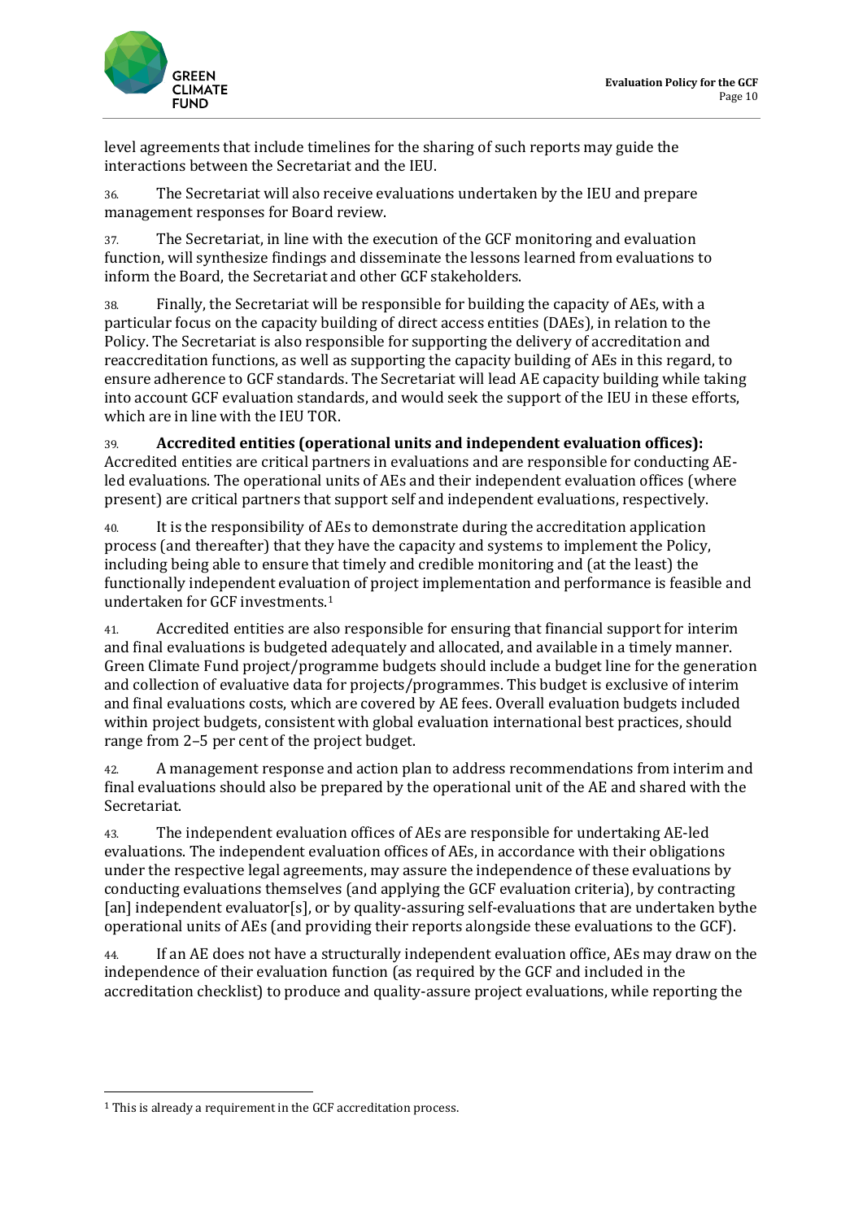level agreements that include timelines for the sharing of such reports may guide the interactions between the Secretariat and the IEU.

36. The Secretariat will also receive evaluations undertaken by the IEU and prepare management responses for Board review.

37. The Secretariat, in line with the execution of the GCF monitoring and evaluation function, will synthesize findings and disseminate the lessons learned from evaluations to inform the Board, the Secretariat and other GCF stakeholders.

38. Finally, the Secretariat will be responsible for building the capacity of AEs, with a particular focus on the capacity building of direct access entities (DAEs), in relation to the Policy. The Secretariat is also responsible for supporting the delivery of accreditation and reaccreditation functions, as well as supporting the capacity building of AEs in this regard, to ensure adherence to GCF standards. The Secretariat will lead AE capacity building while taking into account GCF evaluation standards, and would seek the support of the IEU in these efforts, which are in line with the IEU TOR.

39. **Accredited entities (operational units and independent evaluation offices):** Accredited entities are critical partners in evaluations and are responsible for conducting AE-led evaluations. The operational units of AEs and their independent evaluation offices (where present) are critical partners that support self and independent evaluations, respectively.

40. It is the responsibility of AEs to demonstrate during the accreditation application process (and thereafter) that they have the capacity and systems to implement the Policy, including being able to ensure that timely and credible monitoring and (at the least) the functionally independent evaluation of project implementation and performance is feasible and undertaken for GCF investments.[1]

41. Accredited entities are also responsible for ensuring that financial support for interim and final evaluations is budgeted adequately and allocated, and available in a timely manner. Green Climate Fund project/programme budgets should include a budget line for the generation and collection of evaluative data for projects/programmes. This budget is exclusive of interim and final evaluations costs, which are covered by AE fees. Overall evaluation budgets included within project budgets, consistent with global evaluation international best practices, should range from 2–5 per cent of the project budget.

42. A management response and action plan to address recommendations from interim and final evaluations should also be prepared by the operational unit of the AE and shared with the Secretariat.

43. The independent evaluation offices of AEs are responsible for undertaking AE-led evaluations. The independent evaluation offices of AEs, in accordance with their obligations under the respective legal agreements, may assure the independence of these evaluations by conducting evaluations themselves (and applying the GCF evaluation criteria), by contracting [an] independent evaluator[s], or by quality-assuring self-evaluations that are undertaken bythe operational units of AEs (and providing their reports alongside these evaluations to the GCF).

44. If an AE does not have a structurally independent evaluation office, AEs may draw on the independence of their evaluation function (as required by the GCF and included in the accreditation checklist) to produce and quality-assure project evaluations, while reporting the

[1] This is already a requirement in the GCF accreditation process.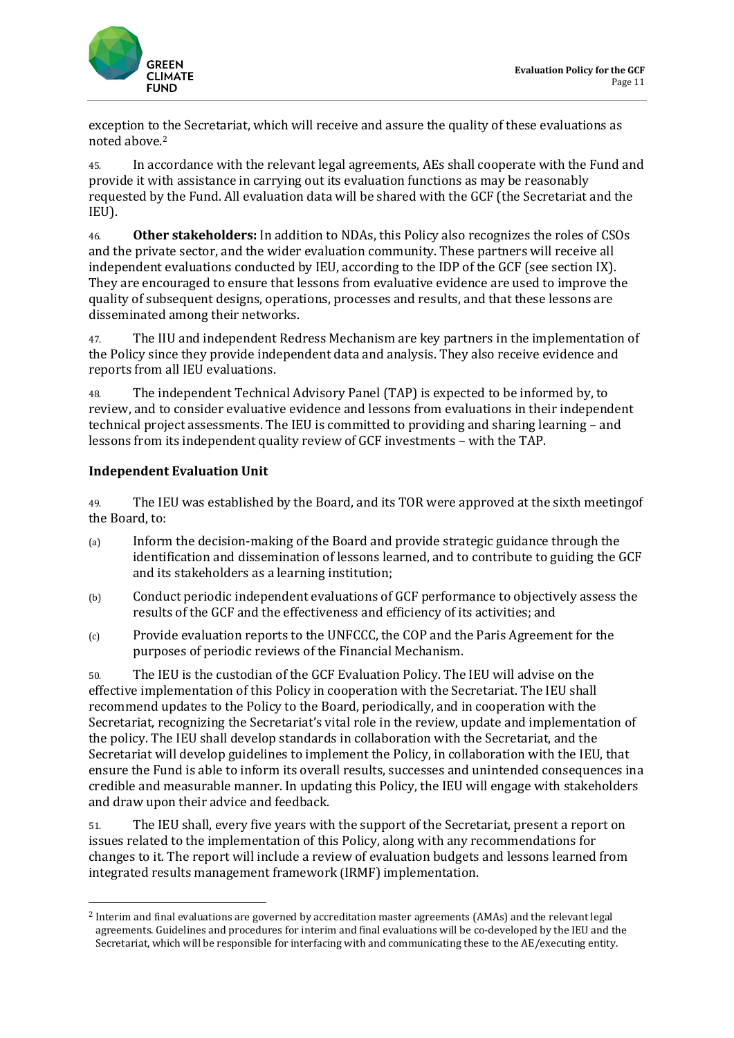exception to the Secretariat, which will receive and assure the quality of these evaluations as noted above.[2]

45. In accordance with the relevant legal agreements, AEs shall cooperate with the Fund and provide it with assistance in carrying out its evaluation functions as may be reasonably requested by the Fund. All evaluation data will be shared with the GCF (the Secretariat and the IEU).

46. **Other stakeholders:** In addition to NDAs, this Policy also recognizes the roles of CSOs and the private sector, and the wider evaluation community. These partners will receive all independent evaluations conducted by IEU, according to the IDP of the GCF (see section IX). They are encouraged to ensure that lessons from evaluative evidence are used to improve the quality of subsequent designs, operations, processes and results, and that these lessons are disseminated among their networks.

47. The IIU and independent Redress Mechanism are key partners in the implementation of the Policy since they provide independent data and analysis. They also receive evidence and reports from all IEU evaluations.

48. The independent Technical Advisory Panel (TAP) is expected to be informed by, to review, and to consider evaluative evidence and lessons from evaluations in their independent technical project assessments. The IEU is committed to providing and sharing learning – and lessons from its independent quality review of GCF investments – with the TAP.

### Independent Evaluation Unit

49. The IEU was established by the Board, and its TOR were approved at the sixth meetingof the Board, to:

(a) Inform the decision-making of the Board and provide strategic guidance through the identification and dissemination of lessons learned, and to contribute to guiding the GCF and its stakeholders as a learning institution;

(b) Conduct periodic independent evaluations of GCF performance to objectively assess the results of the GCF and the effectiveness and efficiency of its activities; and

(c) Provide evaluation reports to the UNFCCC, the COP and the Paris Agreement for the purposes of periodic reviews of the Financial Mechanism.

50. The IEU is the custodian of the GCF Evaluation Policy. The IEU will advise on the effective implementation of this Policy in cooperation with the Secretariat. The IEU shall recommend updates to the Policy to the Board, periodically, and in cooperation with the Secretariat, recognizing the Secretariat's vital role in the review, update and implementation of the policy. The IEU shall develop standards in collaboration with the Secretariat, and the Secretariat will develop guidelines to implement the Policy, in collaboration with the IEU, that ensure the Fund is able to inform its overall results, successes and unintended consequences ina credible and measurable manner. In updating this Policy, the IEU will engage with stakeholders and draw upon their advice and feedback.

51. The IEU shall, every five years with the support of the Secretariat, present a report on issues related to the implementation of this Policy, along with any recommendations for changes to it. The report will include a review of evaluation budgets and lessons learned from integrated results management framework (IRMF) implementation.

---

[2] Interim and final evaluations are governed by accreditation master agreements (AMAs) and the relevant legal agreements. Guidelines and procedures for interim and final evaluations will be co-developed by the IEU and the Secretariat, which will be responsible for interfacing with and communicating these to the AE/executing entity.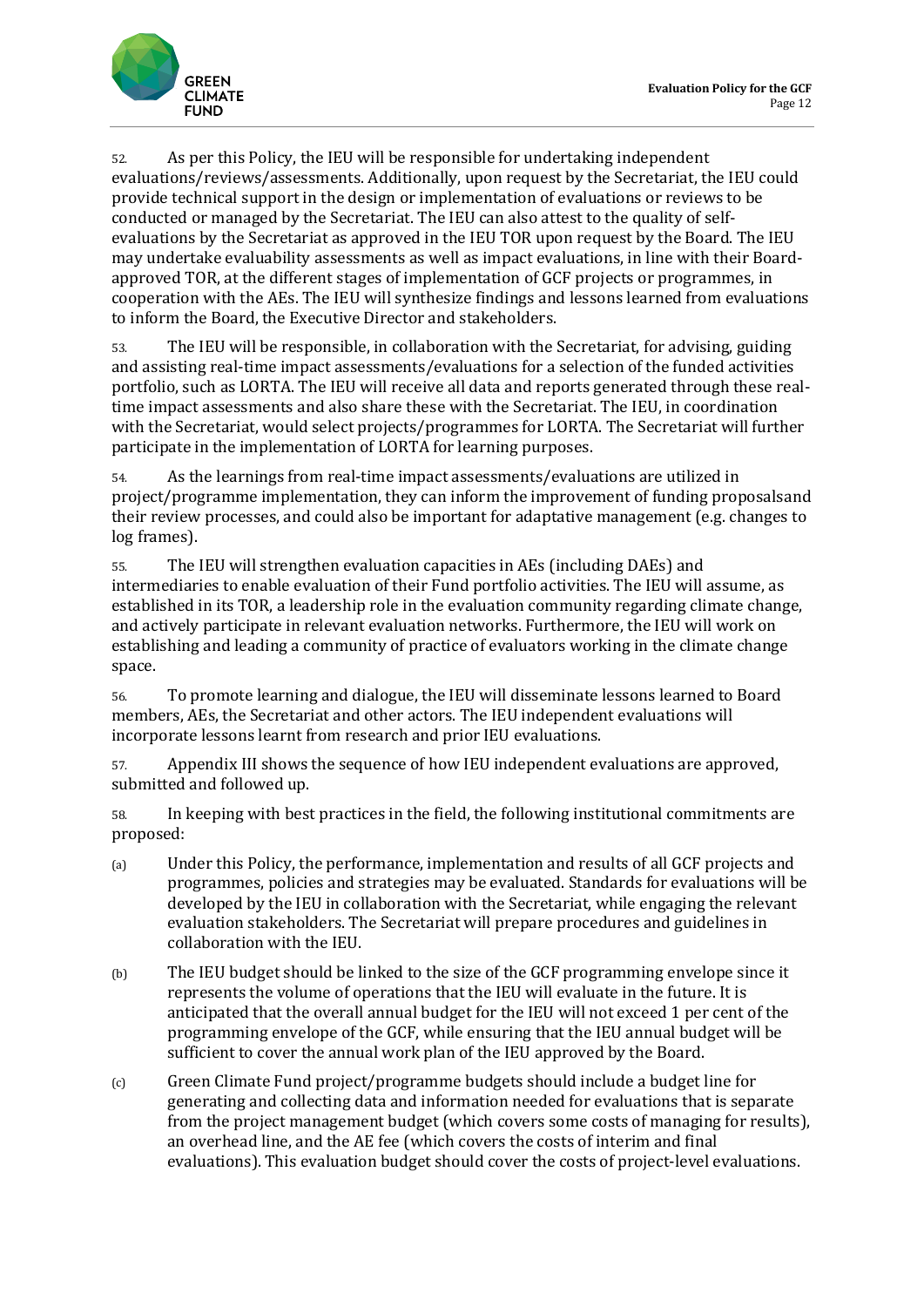52. As per this Policy, the IEU will be responsible for undertaking independent evaluations/reviews/assessments. Additionally, upon request by the Secretariat, the IEU could provide technical support in the design or implementation of evaluations or reviews to be conducted or managed by the Secretariat. The IEU can also attest to the quality of self-evaluations by the Secretariat as approved in the IEU TOR upon request by the Board. The IEU may undertake evaluability assessments as well as impact evaluations, in line with their Board-approved TOR, at the different stages of implementation of GCF projects or programmes, in cooperation with the AEs. The IEU will synthesize findings and lessons learned from evaluations to inform the Board, the Executive Director and stakeholders.

53. The IEU will be responsible, in collaboration with the Secretariat, for advising, guiding and assisting real-time impact assessments/evaluations for a selection of the funded activities portfolio, such as LORTA. The IEU will receive all data and reports generated through these real-time impact assessments and also share these with the Secretariat. The IEU, in coordination with the Secretariat, would select projects/programmes for LORTA. The Secretariat will further participate in the implementation of LORTA for learning purposes.

54. As the learnings from real-time impact assessments/evaluations are utilized in project/programme implementation, they can inform the improvement of funding proposalsand their review processes, and could also be important for adaptative management (e.g. changes to log frames).

55. The IEU will strengthen evaluation capacities in AEs (including DAEs) and intermediaries to enable evaluation of their Fund portfolio activities. The IEU will assume, as established in its TOR, a leadership role in the evaluation community regarding climate change, and actively participate in relevant evaluation networks. Furthermore, the IEU will work on establishing and leading a community of practice of evaluators working in the climate change space.

56. To promote learning and dialogue, the IEU will disseminate lessons learned to Board members, AEs, the Secretariat and other actors. The IEU independent evaluations will incorporate lessons learnt from research and prior IEU evaluations.

57. Appendix III shows the sequence of how IEU independent evaluations are approved, submitted and followed up.

58. In keeping with best practices in the field, the following institutional commitments are proposed:

(a) Under this Policy, the performance, implementation and results of all GCF projects and programmes, policies and strategies may be evaluated. Standards for evaluations will be developed by the IEU in collaboration with the Secretariat, while engaging the relevant evaluation stakeholders. The Secretariat will prepare procedures and guidelines in collaboration with the IEU.

(b) The IEU budget should be linked to the size of the GCF programming envelope since it represents the volume of operations that the IEU will evaluate in the future. It is anticipated that the overall annual budget for the IEU will not exceed 1 per cent of the programming envelope of the GCF, while ensuring that the IEU annual budget will be sufficient to cover the annual work plan of the IEU approved by the Board.

(c) Green Climate Fund project/programme budgets should include a budget line for generating and collecting data and information needed for evaluations that is separate from the project management budget (which covers some costs of managing for results), an overhead line, and the AE fee (which covers the costs of interim and final evaluations). This evaluation budget should cover the costs of project-level evaluations.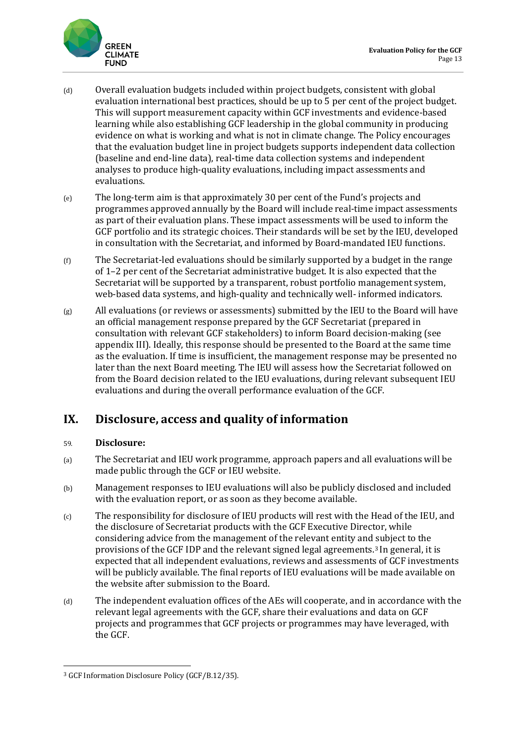(d) Overall evaluation budgets included within project budgets, consistent with global evaluation international best practices, should be up to 5 per cent of the project budget. This will support measurement capacity within GCF investments and evidence-based learning while also establishing GCF leadership in the global community in producing evidence on what is working and what is not in climate change. The Policy encourages that the evaluation budget line in project budgets supports independent data collection (baseline and end-line data), real-time data collection systems and independent analyses to produce high-quality evaluations, including impact assessments and evaluations.

(e) The long-term aim is that approximately 30 per cent of the Fund's projects and programmes approved annually by the Board will include real-time impact assessments as part of their evaluation plans. These impact assessments will be used to inform the GCF portfolio and its strategic choices. Their standards will be set by the IEU, developed in consultation with the Secretariat, and informed by Board-mandated IEU functions.

(f) The Secretariat-led evaluations should be similarly supported by a budget in the range of 1–2 per cent of the Secretariat administrative budget. It is also expected that the Secretariat will be supported by a transparent, robust portfolio management system, web-based data systems, and high-quality and technically well- informed indicators.

(g) All evaluations (or reviews or assessments) submitted by the IEU to the Board will have an official management response prepared by the GCF Secretariat (prepared in consultation with relevant GCF stakeholders) to inform Board decision-making (see appendix III). Ideally, this response should be presented to the Board at the same time as the evaluation. If time is insufficient, the management response may be presented no later than the next Board meeting. The IEU will assess how the Secretariat followed on from the Board decision related to the IEU evaluations, during relevant subsequent IEU evaluations and during the overall performance evaluation of the GCF.

## IX. Disclosure, access and quality of information

59. **Disclosure:**

(a) The Secretariat and IEU work programme, approach papers and all evaluations will be made public through the GCF or IEU website.

(b) Management responses to IEU evaluations will also be publicly disclosed and included with the evaluation report, or as soon as they become available.

(c) The responsibility for disclosure of IEU products will rest with the Head of the IEU, and the disclosure of Secretariat products with the GCF Executive Director, while considering advice from the management of the relevant entity and subject to the provisions of the GCF IDP and the relevant signed legal agreements.[3] In general, it is expected that all independent evaluations, reviews and assessments of GCF investments will be publicly available. The final reports of IEU evaluations will be made available on the website after submission to the Board.

(d) The independent evaluation offices of the AEs will cooperate, and in accordance with the relevant legal agreements with the GCF, share their evaluations and data on GCF projects and programmes that GCF projects or programmes may have leveraged, with the GCF.

---

[3] GCF Information Disclosure Policy (GCF/B.12/35).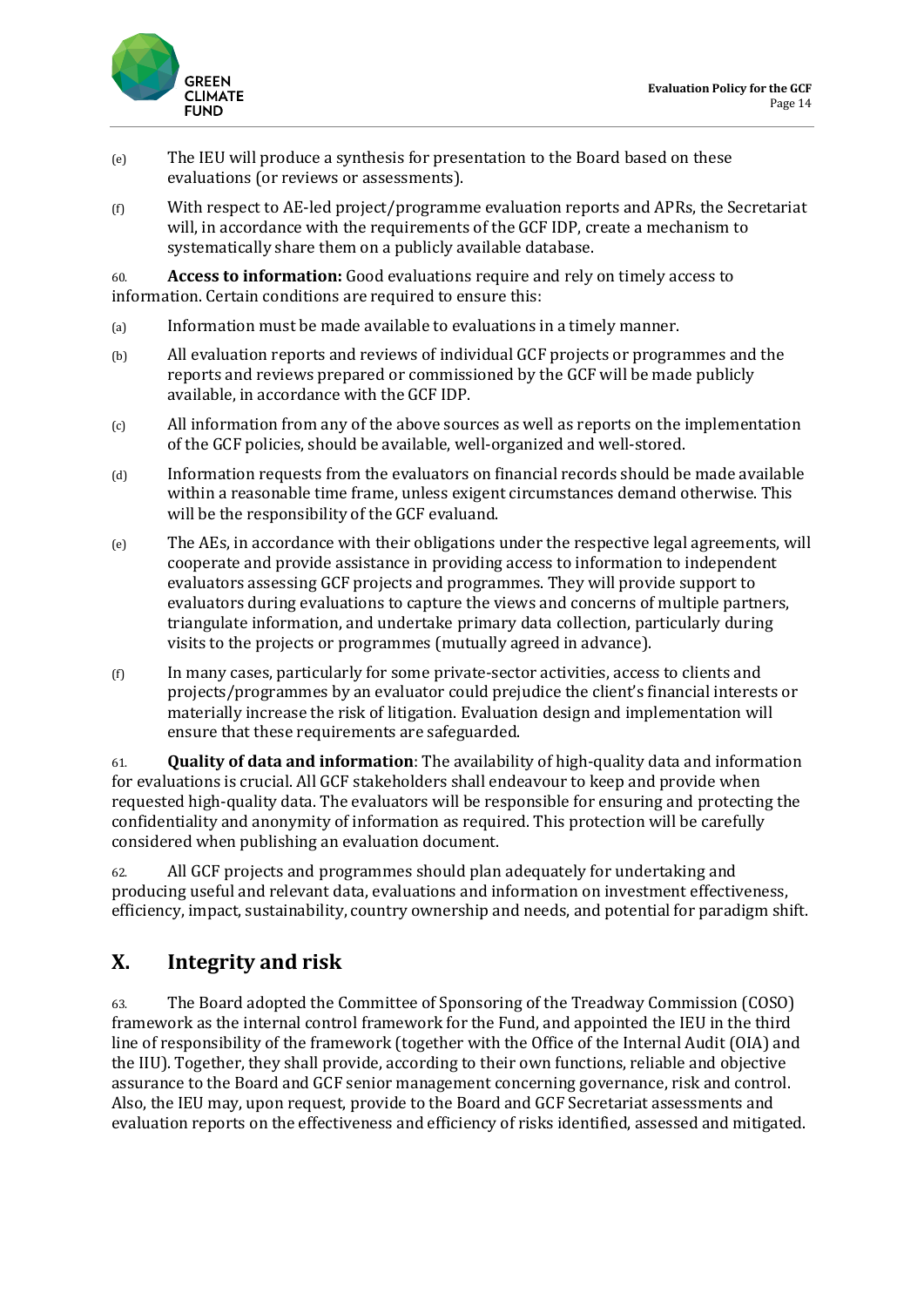(e) The IEU will produce a synthesis for presentation to the Board based on these evaluations (or reviews or assessments).

(f) With respect to AE-led project/programme evaluation reports and APRs, the Secretariat will, in accordance with the requirements of the GCF IDP, create a mechanism to systematically share them on a publicly available database.

60. **Access to information:** Good evaluations require and rely on timely access to information. Certain conditions are required to ensure this:

(a) Information must be made available to evaluations in a timely manner.

(b) All evaluation reports and reviews of individual GCF projects or programmes and the reports and reviews prepared or commissioned by the GCF will be made publicly available, in accordance with the GCF IDP.

(c) All information from any of the above sources as well as reports on the implementation of the GCF policies, should be available, well-organized and well-stored.

(d) Information requests from the evaluators on financial records should be made available within a reasonable time frame, unless exigent circumstances demand otherwise. This will be the responsibility of the GCF evaluand.

(e) The AEs, in accordance with their obligations under the respective legal agreements, will cooperate and provide assistance in providing access to information to independent evaluators assessing GCF projects and programmes. They will provide support to evaluators during evaluations to capture the views and concerns of multiple partners, triangulate information, and undertake primary data collection, particularly during visits to the projects or programmes (mutually agreed in advance).

(f) In many cases, particularly for some private-sector activities, access to clients and projects/programmes by an evaluator could prejudice the client's financial interests or materially increase the risk of litigation. Evaluation design and implementation will ensure that these requirements are safeguarded.

61. **Quality of data and information**: The availability of high-quality data and information for evaluations is crucial. All GCF stakeholders shall endeavour to keep and provide when requested high-quality data. The evaluators will be responsible for ensuring and protecting the confidentiality and anonymity of information as required. This protection will be carefully considered when publishing an evaluation document.

62. All GCF projects and programmes should plan adequately for undertaking and producing useful and relevant data, evaluations and information on investment effectiveness, efficiency, impact, sustainability, country ownership and needs, and potential for paradigm shift.

## X. Integrity and risk

63. The Board adopted the Committee of Sponsoring of the Treadway Commission (COSO) framework as the internal control framework for the Fund, and appointed the IEU in the third line of responsibility of the framework (together with the Office of the Internal Audit (OIA) and the IIU). Together, they shall provide, according to their own functions, reliable and objective assurance to the Board and GCF senior management concerning governance, risk and control. Also, the IEU may, upon request, provide to the Board and GCF Secretariat assessments and evaluation reports on the effectiveness and efficiency of risks identified, assessed and mitigated.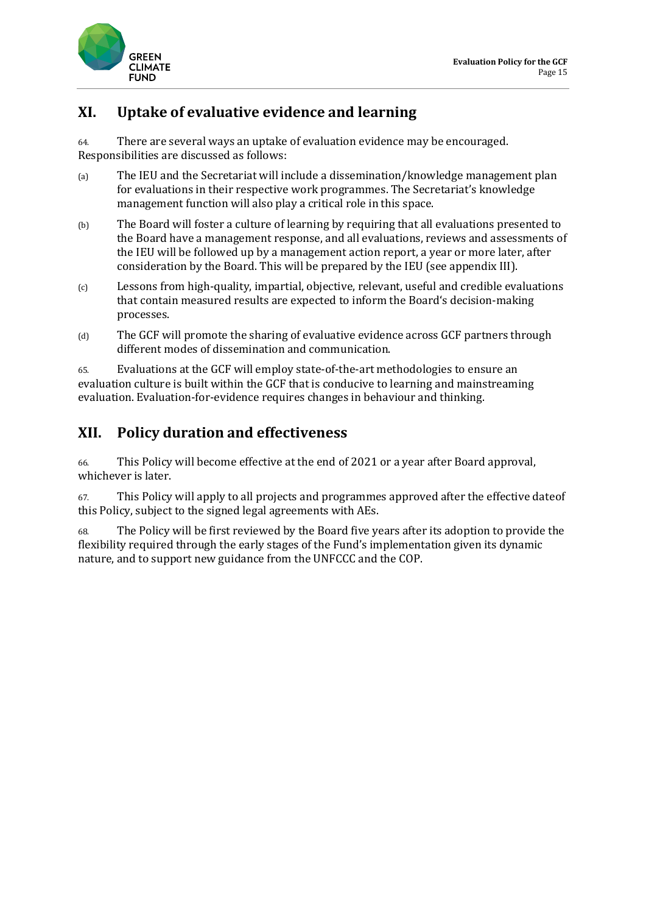## XI. Uptake of evaluative evidence and learning

64. There are several ways an uptake of evaluation evidence may be encouraged. Responsibilities are discussed as follows:

(a) The IEU and the Secretariat will include a dissemination/knowledge management plan for evaluations in their respective work programmes. The Secretariat's knowledge management function will also play a critical role in this space.

(b) The Board will foster a culture of learning by requiring that all evaluations presented to the Board have a management response, and all evaluations, reviews and assessments of the IEU will be followed up by a management action report, a year or more later, after consideration by the Board. This will be prepared by the IEU (see appendix III).

(c) Lessons from high-quality, impartial, objective, relevant, useful and credible evaluations that contain measured results are expected to inform the Board's decision-making processes.

(d) The GCF will promote the sharing of evaluative evidence across GCF partners through different modes of dissemination and communication.

65. Evaluations at the GCF will employ state-of-the-art methodologies to ensure an evaluation culture is built within the GCF that is conducive to learning and mainstreaming evaluation. Evaluation-for-evidence requires changes in behaviour and thinking.

## XII. Policy duration and effectiveness

66. This Policy will become effective at the end of 2021 or a year after Board approval, whichever is later.

67. This Policy will apply to all projects and programmes approved after the effective dateof this Policy, subject to the signed legal agreements with AEs.

68. The Policy will be first reviewed by the Board five years after its adoption to provide the flexibility required through the early stages of the Fund's implementation given its dynamic nature, and to support new guidance from the UNFCCC and the COP.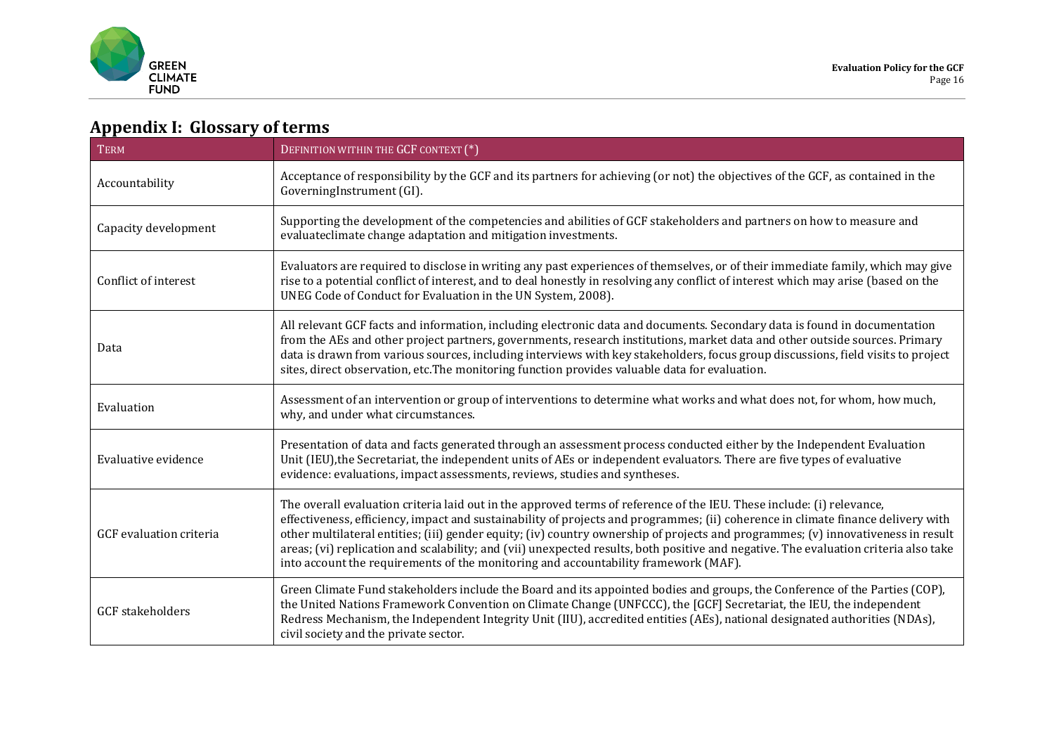## Appendix I: Glossary of terms

| TERM | DEFINITION WITHIN THE GCF CONTEXT (*) |
|---|---|
| Accountability | Acceptance of responsibility by the GCF and its partners for achieving (or not) the objectives of the GCF, as contained in the GoverningInstrument (GI). |
| Capacity development | Supporting the development of the competencies and abilities of GCF stakeholders and partners on how to measure and evaluateclimate change adaptation and mitigation investments. |
| Conflict of interest | Evaluators are required to disclose in writing any past experiences of themselves, or of their immediate family, which may give rise to a potential conflict of interest, and to deal honestly in resolving any conflict of interest which may arise (based on the UNEG Code of Conduct for Evaluation in the UN System, 2008). |
| Data | All relevant GCF facts and information, including electronic data and documents. Secondary data is found in documentation from the AEs and other project partners, governments, research institutions, market data and other outside sources. Primary data is drawn from various sources, including interviews with key stakeholders, focus group discussions, field visits to project sites, direct observation, etc.The monitoring function provides valuable data for evaluation. |
| Evaluation | Assessment of an intervention or group of interventions to determine what works and what does not, for whom, how much, why, and under what circumstances. |
| Evaluative evidence | Presentation of data and facts generated through an assessment process conducted either by the Independent Evaluation Unit (IEU),the Secretariat, the independent units of AEs or independent evaluators. There are five types of evaluative evidence: evaluations, impact assessments, reviews, studies and syntheses. |
| GCF evaluation criteria | The overall evaluation criteria laid out in the approved terms of reference of the IEU. These include: (i) relevance, effectiveness, efficiency, impact and sustainability of projects and programmes; (ii) coherence in climate finance delivery with other multilateral entities; (iii) gender equity; (iv) country ownership of projects and programmes; (v) innovativeness in result areas; (vi) replication and scalability; and (vii) unexpected results, both positive and negative. The evaluation criteria also take into account the requirements of the monitoring and accountability framework (MAF). |
| GCF stakeholders | Green Climate Fund stakeholders include the Board and its appointed bodies and groups, the Conference of the Parties (COP), the United Nations Framework Convention on Climate Change (UNFCCC), the [GCF] Secretariat, the IEU, the independent Redress Mechanism, the Independent Integrity Unit (IIU), accredited entities (AEs), national designated authorities (NDAs), civil society and the private sector. |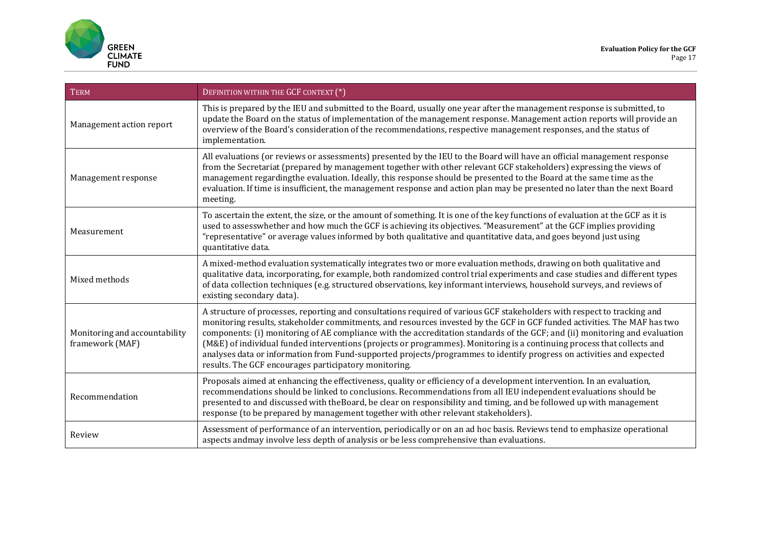| TERM | DEFINITION WITHIN THE GCF CONTEXT (*) |
|---|---|
| Management action report | This is prepared by the IEU and submitted to the Board, usually one year after the management response is submitted, to update the Board on the status of implementation of the management response. Management action reports will provide an overview of the Board's consideration of the recommendations, respective management responses, and the status of implementation. |
| Management response | All evaluations (or reviews or assessments) presented by the IEU to the Board will have an official management response from the Secretariat (prepared by management together with other relevant GCF stakeholders) expressing the views of management regardingthe evaluation. Ideally, this response should be presented to the Board at the same time as the evaluation. If time is insufficient, the management response and action plan may be presented no later than the next Board meeting. |
| Measurement | To ascertain the extent, the size, or the amount of something. It is one of the key functions of evaluation at the GCF as it is used to assesswhether and how much the GCF is achieving its objectives. "Measurement" at the GCF implies providing "representative" or average values informed by both qualitative and quantitative data, and goes beyond just using quantitative data. |
| Mixed methods | A mixed-method evaluation systematically integrates two or more evaluation methods, drawing on both qualitative and qualitative data, incorporating, for example, both randomized control trial experiments and case studies and different types of data collection techniques (e.g. structured observations, key informant interviews, household surveys, and reviews of existing secondary data). |
| Monitoring and accountability framework (MAF) | A structure of processes, reporting and consultations required of various GCF stakeholders with respect to tracking and monitoring results, stakeholder commitments, and resources invested by the GCF in GCF funded activities. The MAF has two components: (i) monitoring of AE compliance with the accreditation standards of the GCF; and (ii) monitoring and evaluation (M&E) of individual funded interventions (projects or programmes). Monitoring is a continuing process that collects and analyses data or information from Fund-supported projects/programmes to identify progress on activities and expected results. The GCF encourages participatory monitoring. |
| Recommendation | Proposals aimed at enhancing the effectiveness, quality or efficiency of a development intervention. In an evaluation, recommendations should be linked to conclusions. Recommendations from all IEU independent evaluations should be presented to and discussed with theBoard, be clear on responsibility and timing, and be followed up with management response (to be prepared by management together with other relevant stakeholders). |
| Review | Assessment of performance of an intervention, periodically or on an ad hoc basis. Reviews tend to emphasize operational aspects andmay involve less depth of analysis or be less comprehensive than evaluations. |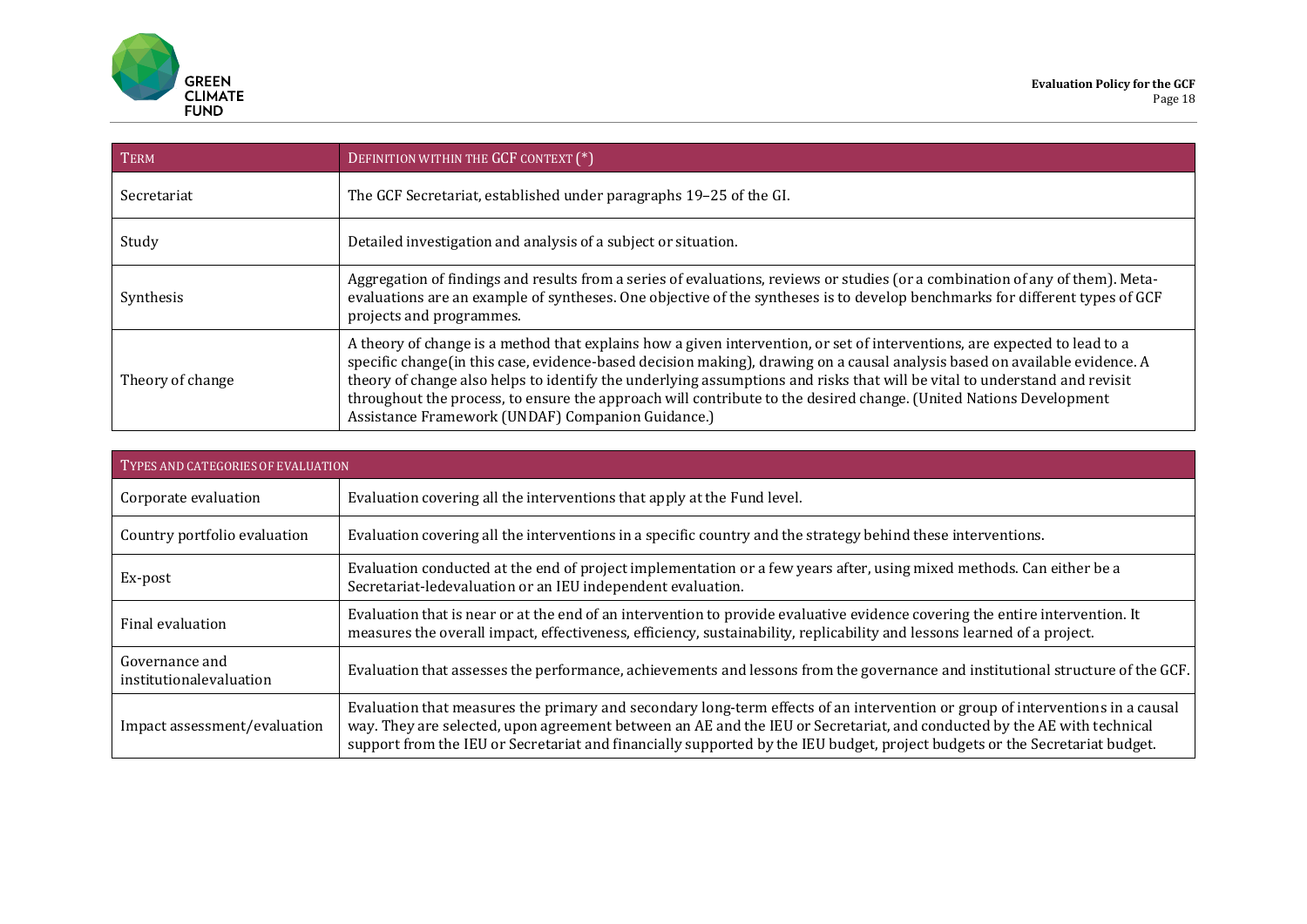| TERM | DEFINITION WITHIN THE GCF CONTEXT (*) |
|---|---|
| Secretariat | The GCF Secretariat, established under paragraphs 19–25 of the GI. |
| Study | Detailed investigation and analysis of a subject or situation. |
| Synthesis | Aggregation of findings and results from a series of evaluations, reviews or studies (or a combination of any of them). Meta-evaluations are an example of syntheses. One objective of the syntheses is to develop benchmarks for different types of GCF projects and programmes. |
| Theory of change | A theory of change is a method that explains how a given intervention, or set of interventions, are expected to lead to a specific change(in this case, evidence-based decision making), drawing on a causal analysis based on available evidence. A theory of change also helps to identify the underlying assumptions and risks that will be vital to understand and revisit throughout the process, to ensure the approach will contribute to the desired change. (United Nations Development Assistance Framework (UNDAF) Companion Guidance.) |

| TYPES AND CATEGORIES OF EVALUATION | |
|---|---|
| Corporate evaluation | Evaluation covering all the interventions that apply at the Fund level. |
| Country portfolio evaluation | Evaluation covering all the interventions in a specific country and the strategy behind these interventions. |
| Ex-post | Evaluation conducted at the end of project implementation or a few years after, using mixed methods. Can either be a Secretariat-ledevaluation or an IEU independent evaluation. |
| Final evaluation | Evaluation that is near or at the end of an intervention to provide evaluative evidence covering the entire intervention. It measures the overall impact, effectiveness, efficiency, sustainability, replicability and lessons learned of a project. |
| Governance and institutionalevaluation | Evaluation that assesses the performance, achievements and lessons from the governance and institutional structure of the GCF. |
| Impact assessment/evaluation | Evaluation that measures the primary and secondary long-term effects of an intervention or group of interventions in a causal way. They are selected, upon agreement between an AE and the IEU or Secretariat, and conducted by the AE with technical support from the IEU or Secretariat and financially supported by the IEU budget, project budgets or the Secretariat budget. |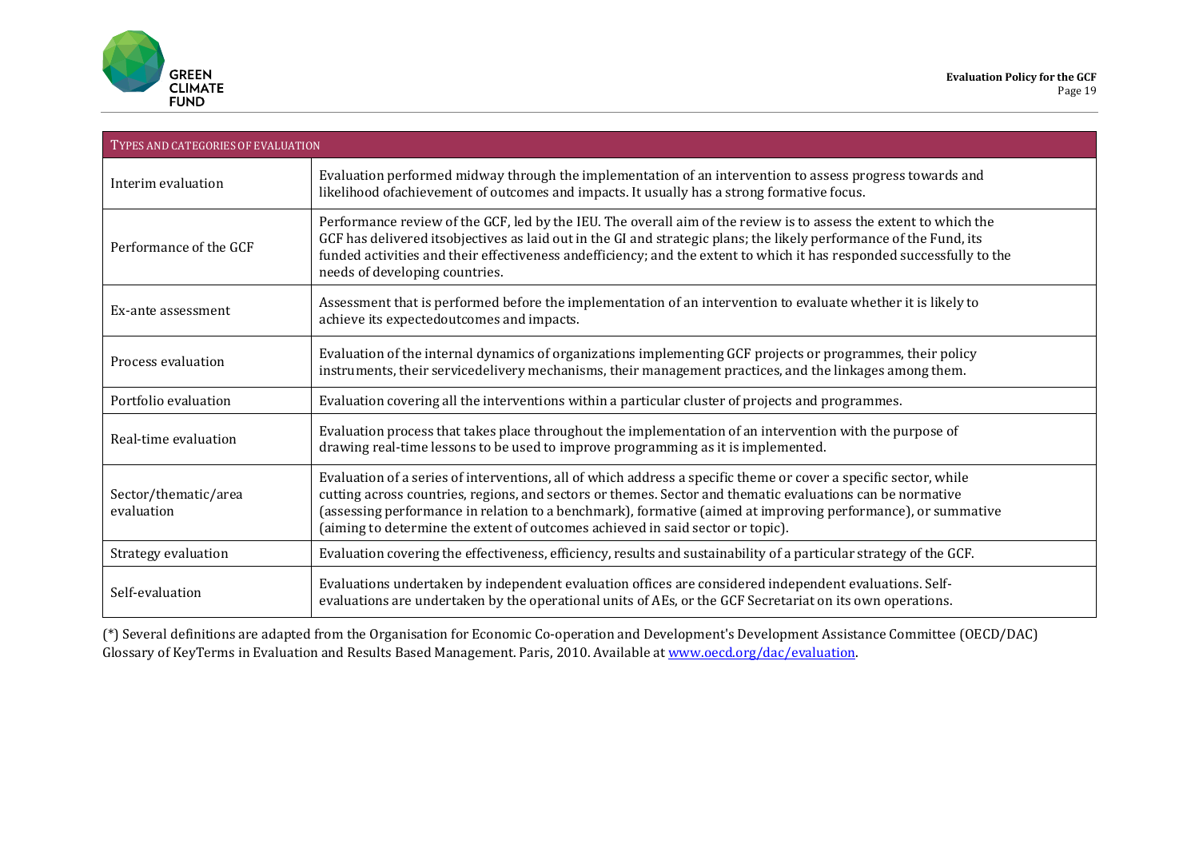| TYPES AND CATEGORIES OF EVALUATION | |
|---|---|
| Interim evaluation | Evaluation performed midway through the implementation of an intervention to assess progress towards and likelihood ofachievement of outcomes and impacts. It usually has a strong formative focus. |
| Performance of the GCF | Performance review of the GCF, led by the IEU. The overall aim of the review is to assess the extent to which the GCF has delivered itsobjectives as laid out in the GI and strategic plans; the likely performance of the Fund, its funded activities and their effectiveness andefficiency; and the extent to which it has responded successfully to the needs of developing countries. |
| Ex-ante assessment | Assessment that is performed before the implementation of an intervention to evaluate whether it is likely to achieve its expectedoutcomes and impacts. |
| Process evaluation | Evaluation of the internal dynamics of organizations implementing GCF projects or programmes, their policy instruments, their servicedelivery mechanisms, their management practices, and the linkages among them. |
| Portfolio evaluation | Evaluation covering all the interventions within a particular cluster of projects and programmes. |
| Real-time evaluation | Evaluation process that takes place throughout the implementation of an intervention with the purpose of drawing real-time lessons to be used to improve programming as it is implemented. |
| Sector/thematic/area evaluation | Evaluation of a series of interventions, all of which address a specific theme or cover a specific sector, while cutting across countries, regions, and sectors or themes. Sector and thematic evaluations can be normative (assessing performance in relation to a benchmark), formative (aimed at improving performance), or summative (aiming to determine the extent of outcomes achieved in said sector or topic). |
| Strategy evaluation | Evaluation covering the effectiveness, efficiency, results and sustainability of a particular strategy of the GCF. |
| Self-evaluation | Evaluations undertaken by independent evaluation offices are considered independent evaluations. Self-evaluations are undertaken by the operational units of AEs, or the GCF Secretariat on its own operations. |

(*) Several definitions are adapted from the Organisation for Economic Co-operation and Development's Development Assistance Committee (OECD/DAC) Glossary of KeyTerms in Evaluation and Results Based Management. Paris, 2010. Available at [www.oecd.org/dac/evaluation](http://www.oecd.org/dac/evaluation).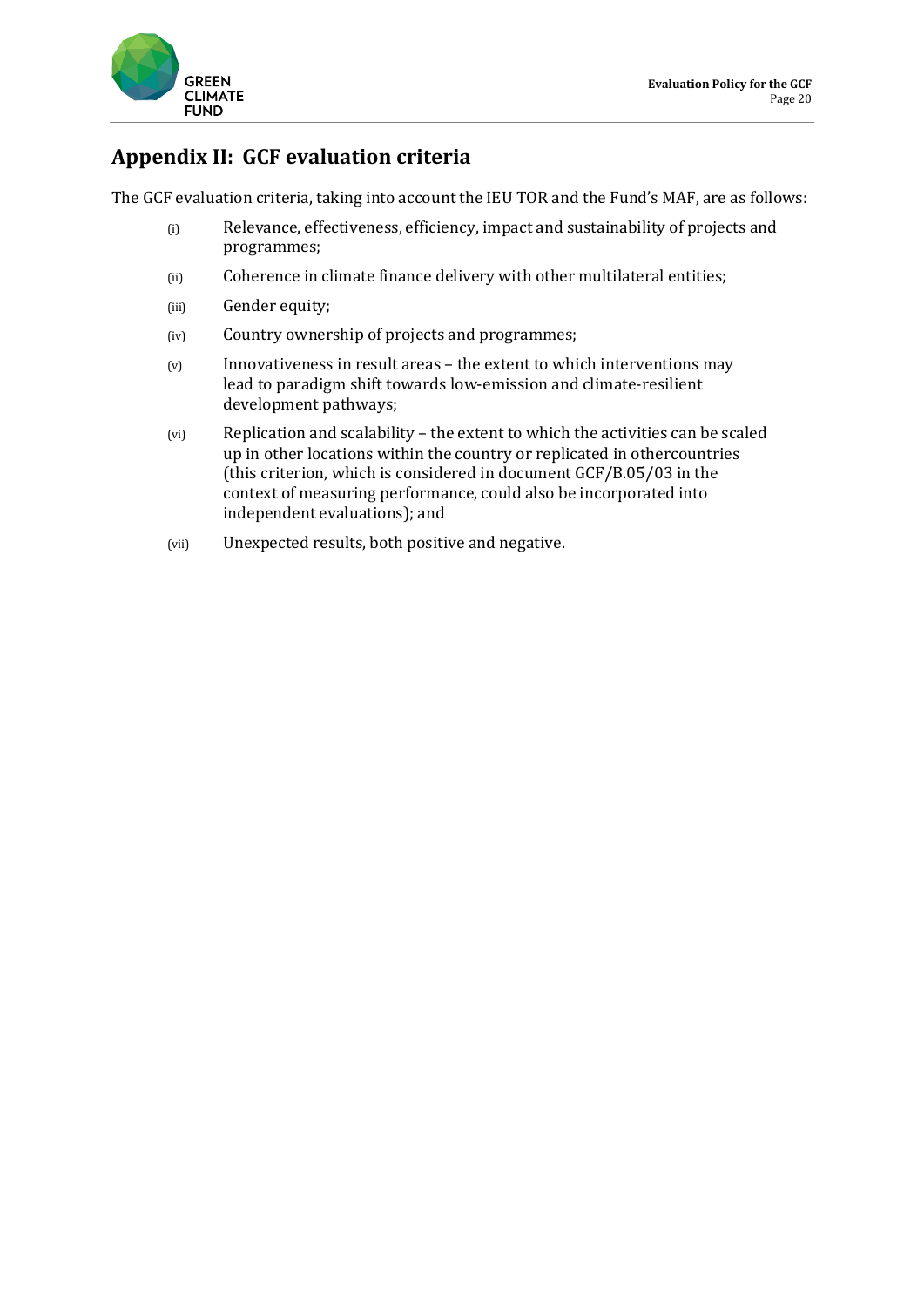## Appendix II: GCF evaluation criteria

The GCF evaluation criteria, taking into account the IEU TOR and the Fund's MAF, are as follows:

(i) Relevance, effectiveness, efficiency, impact and sustainability of projects and programmes;

(ii) Coherence in climate finance delivery with other multilateral entities;

(iii) Gender equity;

(iv) Country ownership of projects and programmes;

(v) Innovativeness in result areas – the extent to which interventions may lead to paradigm shift towards low-emission and climate-resilient development pathways;

(vi) Replication and scalability – the extent to which the activities can be scaled up in other locations within the country or replicated in othercountries (this criterion, which is considered in document GCF/B.05/03 in the context of measuring performance, could also be incorporated into independent evaluations); and

(vii) Unexpected results, both positive and negative.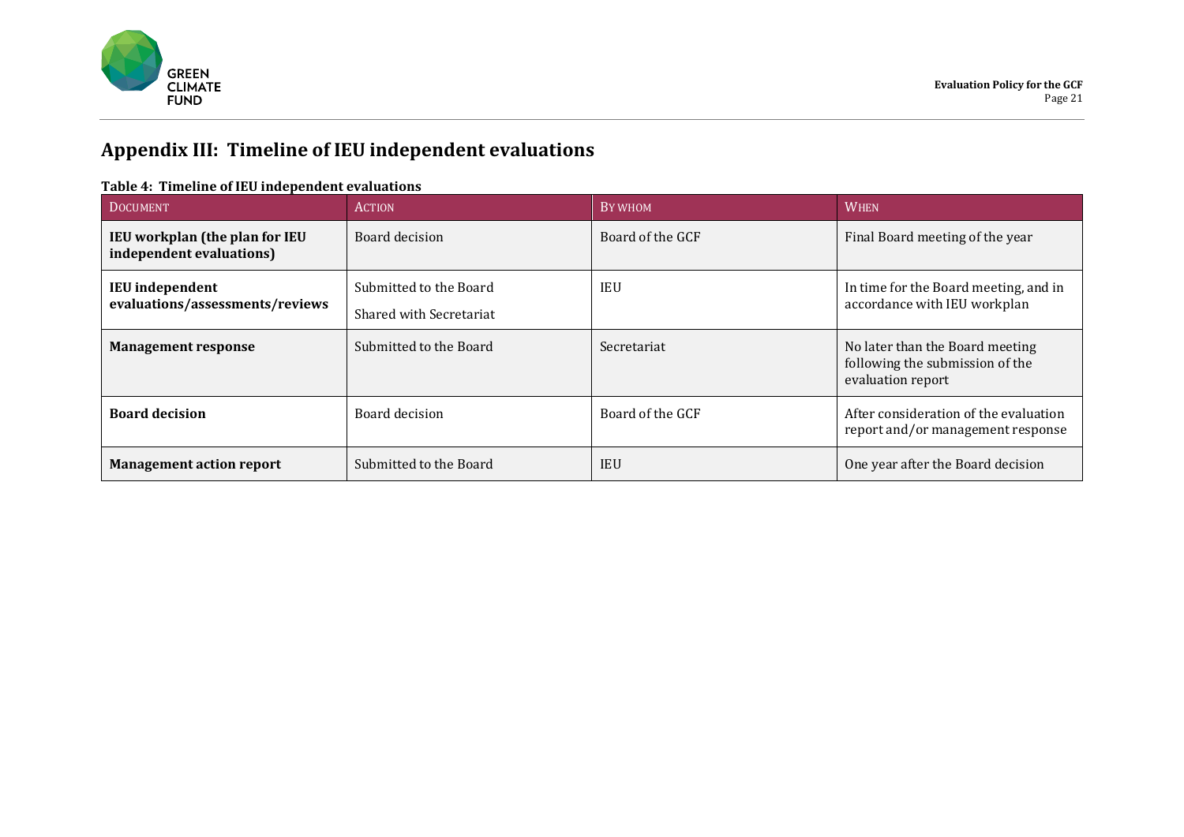# Appendix III: Timeline of IEU independent evaluations

**Table 4: Timeline of IEU independent evaluations**

| Document | Action | By whom | When |
|---|---|---|---|
| **IEU workplan (the plan for IEU independent evaluations)** | Board decision | Board of the GCF | Final Board meeting of the year |
| **IEU independent evaluations/assessments/reviews** | Submitted to the Board<br>Shared with Secretariat | IEU | In time for the Board meeting, and in accordance with IEU workplan |
| **Management response** | Submitted to the Board | Secretariat | No later than the Board meeting following the submission of the evaluation report |
| **Board decision** | Board decision | Board of the GCF | After consideration of the evaluation report and/or management response |
| **Management action report** | Submitted to the Board | IEU | One year after the Board decision |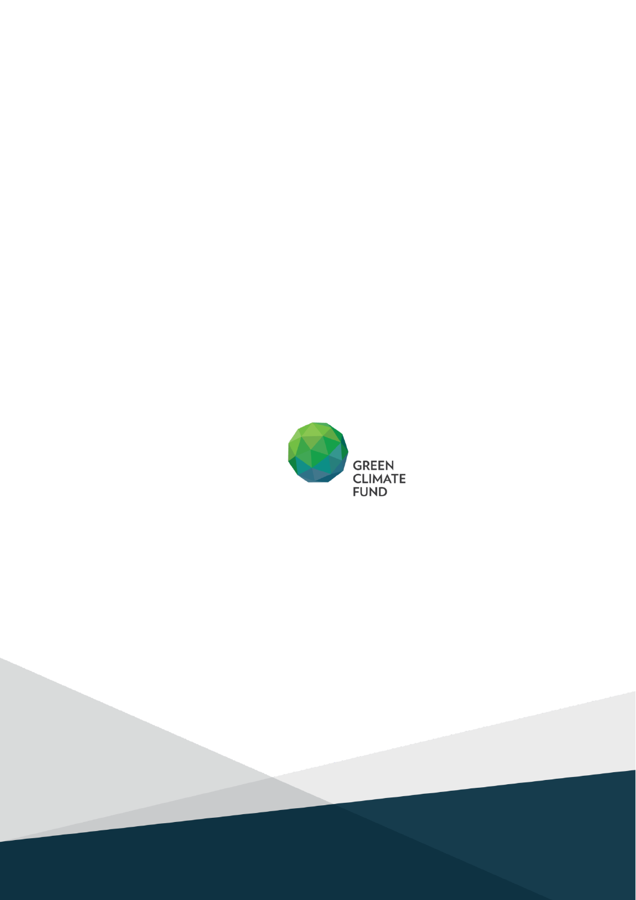GREEN
CLIMATE
FUND